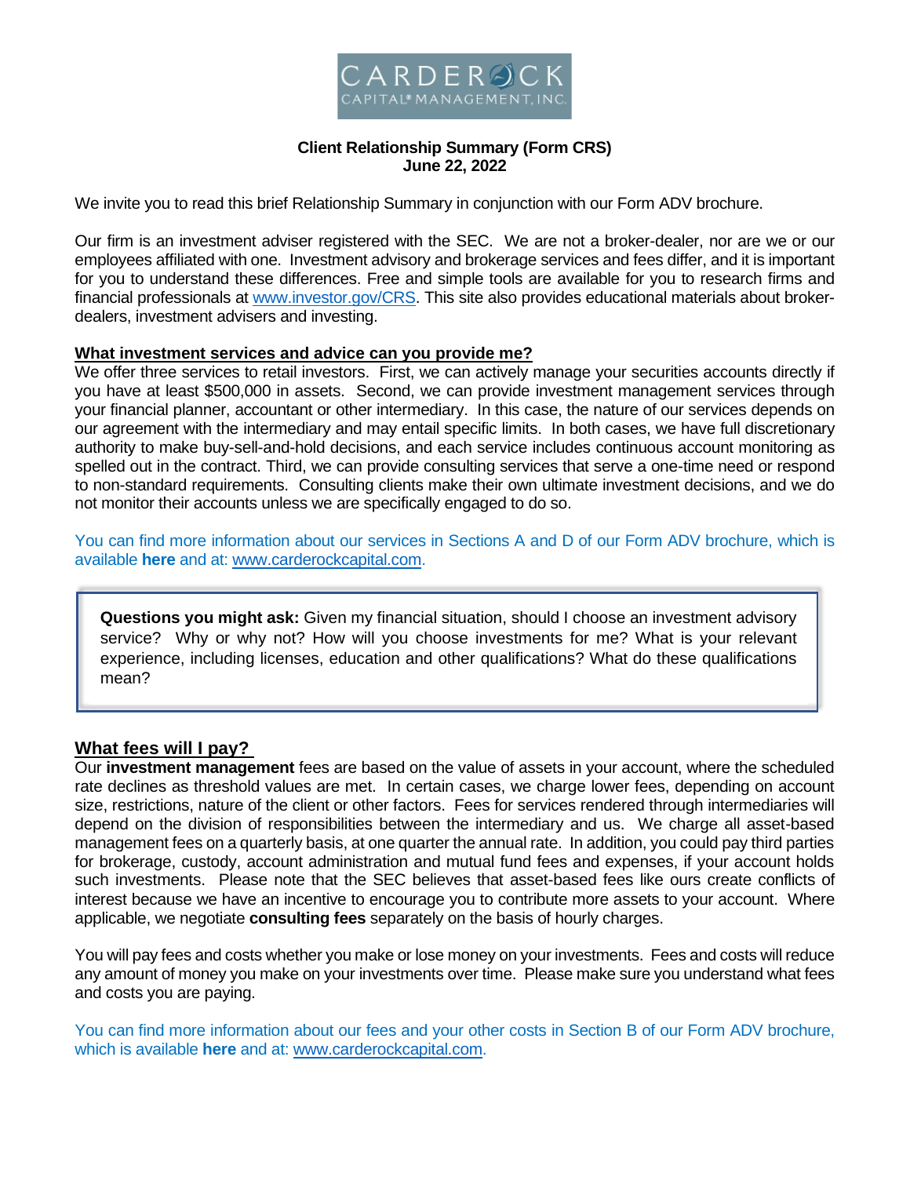CARDEROCK CAPITAL® MANAGEMENT, INC.

**Client Relationship Summary (Form CRS)**
**June 22, 2022**

We invite you to read this brief Relationship Summary in conjunction with our Form ADV brochure.

Our firm is an investment adviser registered with the SEC. We are not a broker-dealer, nor are we or our employees affiliated with one. Investment advisory and brokerage services and fees differ, and it is important for you to understand these differences. Free and simple tools are available for you to research firms and financial professionals at www.investor.gov/CRS. This site also provides educational materials about broker-dealers, investment advisers and investing.

## What investment services and advice can you provide me?

We offer three services to retail investors. First, we can actively manage your securities accounts directly if you have at least $500,000 in assets. Second, we can provide investment management services through your financial planner, accountant or other intermediary. In this case, the nature of our services depends on our agreement with the intermediary and may entail specific limits. In both cases, we have full discretionary authority to make buy-sell-and-hold decisions, and each service includes continuous account monitoring as spelled out in the contract. Third, we can provide consulting services that serve a one-time need or respond to non-standard requirements. Consulting clients make their own ultimate investment decisions, and we do not monitor their accounts unless we are specifically engaged to do so.

You can find more information about our services in Sections A and D of our Form ADV brochure, which is available **here** and at: www.carderockcapital.com.

> **Questions you might ask:** Given my financial situation, should I choose an investment advisory service? Why or why not? How will you choose investments for me? What is your relevant experience, including licenses, education and other qualifications? What do these qualifications mean?

## What fees will I pay?

Our **investment management** fees are based on the value of assets in your account, where the scheduled rate declines as threshold values are met. In certain cases, we charge lower fees, depending on account size, restrictions, nature of the client or other factors. Fees for services rendered through intermediaries will depend on the division of responsibilities between the intermediary and us. We charge all asset-based management fees on a quarterly basis, at one quarter the annual rate. In addition, you could pay third parties for brokerage, custody, account administration and mutual fund fees and expenses, if your account holds such investments. Please note that the SEC believes that asset-based fees like ours create conflicts of interest because we have an incentive to encourage you to contribute more assets to your account. Where applicable, we negotiate **consulting fees** separately on the basis of hourly charges.

You will pay fees and costs whether you make or lose money on your investments. Fees and costs will reduce any amount of money you make on your investments over time. Please make sure you understand what fees and costs you are paying.

You can find more information about our fees and your other costs in Section B of our Form ADV brochure, which is available **here** and at: www.carderockcapital.com.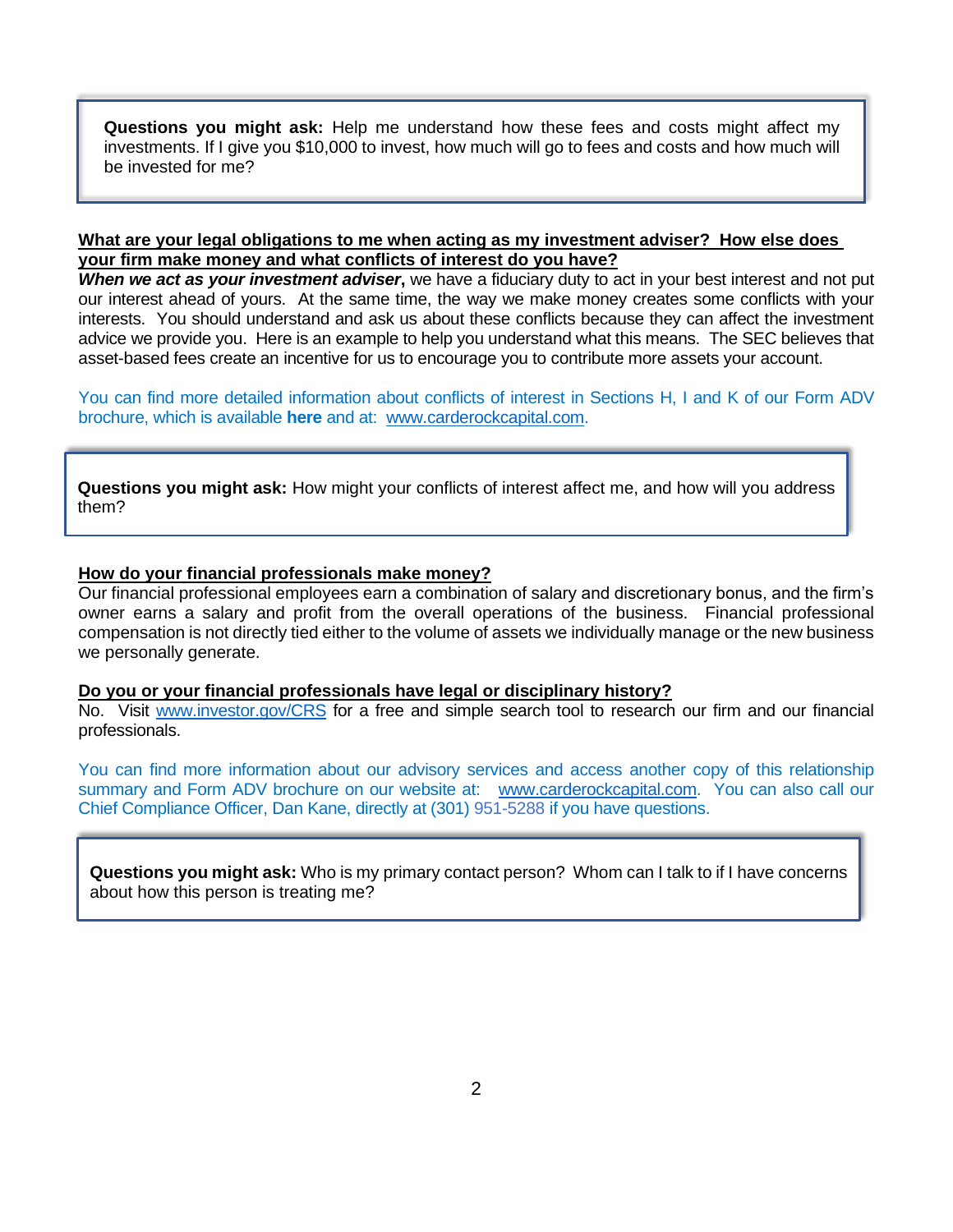**Questions you might ask:** Help me understand how these fees and costs might affect my investments. If I give you $10,000 to invest, how much will go to fees and costs and how much will be invested for me?

**What are your legal obligations to me when acting as my investment adviser? How else does your firm make money and what conflicts of interest do you have?**

***When we act as your investment adviser*,** we have a fiduciary duty to act in your best interest and not put our interest ahead of yours. At the same time, the way we make money creates some conflicts with your interests. You should understand and ask us about these conflicts because they can affect the investment advice we provide you. Here is an example to help you understand what this means. The SEC believes that asset-based fees create an incentive for us to encourage you to contribute more assets your account.

You can find more detailed information about conflicts of interest in Sections H, I and K of our Form ADV brochure, which is available **here** and at: www.carderockcapital.com.

**Questions you might ask:** How might your conflicts of interest affect me, and how will you address them?

**How do your financial professionals make money?**

Our financial professional employees earn a combination of salary and discretionary bonus, and the firm's owner earns a salary and profit from the overall operations of the business. Financial professional compensation is not directly tied either to the volume of assets we individually manage or the new business we personally generate.

**Do you or your financial professionals have legal or disciplinary history?**

No. Visit www.investor.gov/CRS for a free and simple search tool to research our firm and our financial professionals.

You can find more information about our advisory services and access another copy of this relationship summary and Form ADV brochure on our website at: www.carderockcapital.com. You can also call our Chief Compliance Officer, Dan Kane, directly at (301) 951-5288 if you have questions.

**Questions you might ask:** Who is my primary contact person? Whom can I talk to if I have concerns about how this person is treating me?